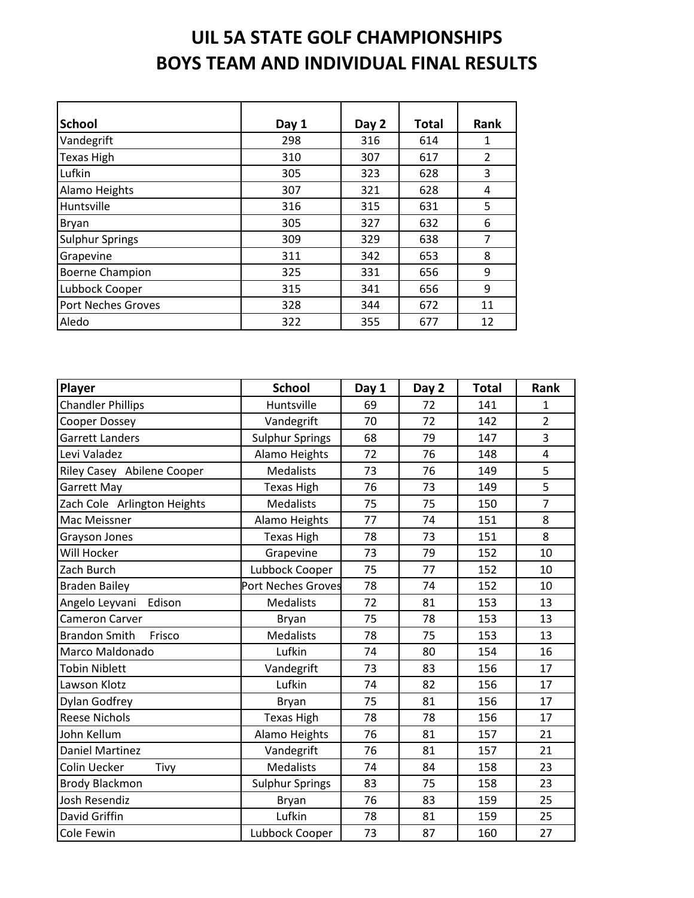# UIL 5A STATE GOLF CHAMPIONSHIPS
# BOYS TEAM AND INDIVIDUAL FINAL RESULTS

| School | Day 1 | Day 2 | Total | Rank |
|---|---|---|---|---|
| Vandegrift | 298 | 316 | 614 | 1 |
| Texas High | 310 | 307 | 617 | 2 |
| Lufkin | 305 | 323 | 628 | 3 |
| Alamo Heights | 307 | 321 | 628 | 4 |
| Huntsville | 316 | 315 | 631 | 5 |
| Bryan | 305 | 327 | 632 | 6 |
| Sulphur Springs | 309 | 329 | 638 | 7 |
| Grapevine | 311 | 342 | 653 | 8 |
| Boerne Champion | 325 | 331 | 656 | 9 |
| Lubbock Cooper | 315 | 341 | 656 | 9 |
| Port Neches Groves | 328 | 344 | 672 | 11 |
| Aledo | 322 | 355 | 677 | 12 |

| Player | School | Day 1 | Day 2 | Total | Rank |
|---|---|---|---|---|---|
| Chandler Phillips | Huntsville | 69 | 72 | 141 | 1 |
| Cooper Dossey | Vandegrift | 70 | 72 | 142 | 2 |
| Garrett Landers | Sulphur Springs | 68 | 79 | 147 | 3 |
| Levi Valadez | Alamo Heights | 72 | 76 | 148 | 4 |
| Riley Casey Abilene Cooper | Medalists | 73 | 76 | 149 | 5 |
| Garrett May | Texas High | 76 | 73 | 149 | 5 |
| Zach Cole Arlington Heights | Medalists | 75 | 75 | 150 | 7 |
| Mac Meissner | Alamo Heights | 77 | 74 | 151 | 8 |
| Grayson Jones | Texas High | 78 | 73 | 151 | 8 |
| Will Hocker | Grapevine | 73 | 79 | 152 | 10 |
| Zach Burch | Lubbock Cooper | 75 | 77 | 152 | 10 |
| Braden Bailey | Port Neches Groves | 78 | 74 | 152 | 10 |
| Angelo Leyvani Edison | Medalists | 72 | 81 | 153 | 13 |
| Cameron Carver | Bryan | 75 | 78 | 153 | 13 |
| Brandon Smith Frisco | Medalists | 78 | 75 | 153 | 13 |
| Marco Maldonado | Lufkin | 74 | 80 | 154 | 16 |
| Tobin Niblett | Vandegrift | 73 | 83 | 156 | 17 |
| Lawson Klotz | Lufkin | 74 | 82 | 156 | 17 |
| Dylan Godfrey | Bryan | 75 | 81 | 156 | 17 |
| Reese Nichols | Texas High | 78 | 78 | 156 | 17 |
| John Kellum | Alamo Heights | 76 | 81 | 157 | 21 |
| Daniel Martinez | Vandegrift | 76 | 81 | 157 | 21 |
| Colin Uecker Tivy | Medalists | 74 | 84 | 158 | 23 |
| Brody Blackmon | Sulphur Springs | 83 | 75 | 158 | 23 |
| Josh Resendiz | Bryan | 76 | 83 | 159 | 25 |
| David Griffin | Lufkin | 78 | 81 | 159 | 25 |
| Cole Fewin | Lubbock Cooper | 73 | 87 | 160 | 27 |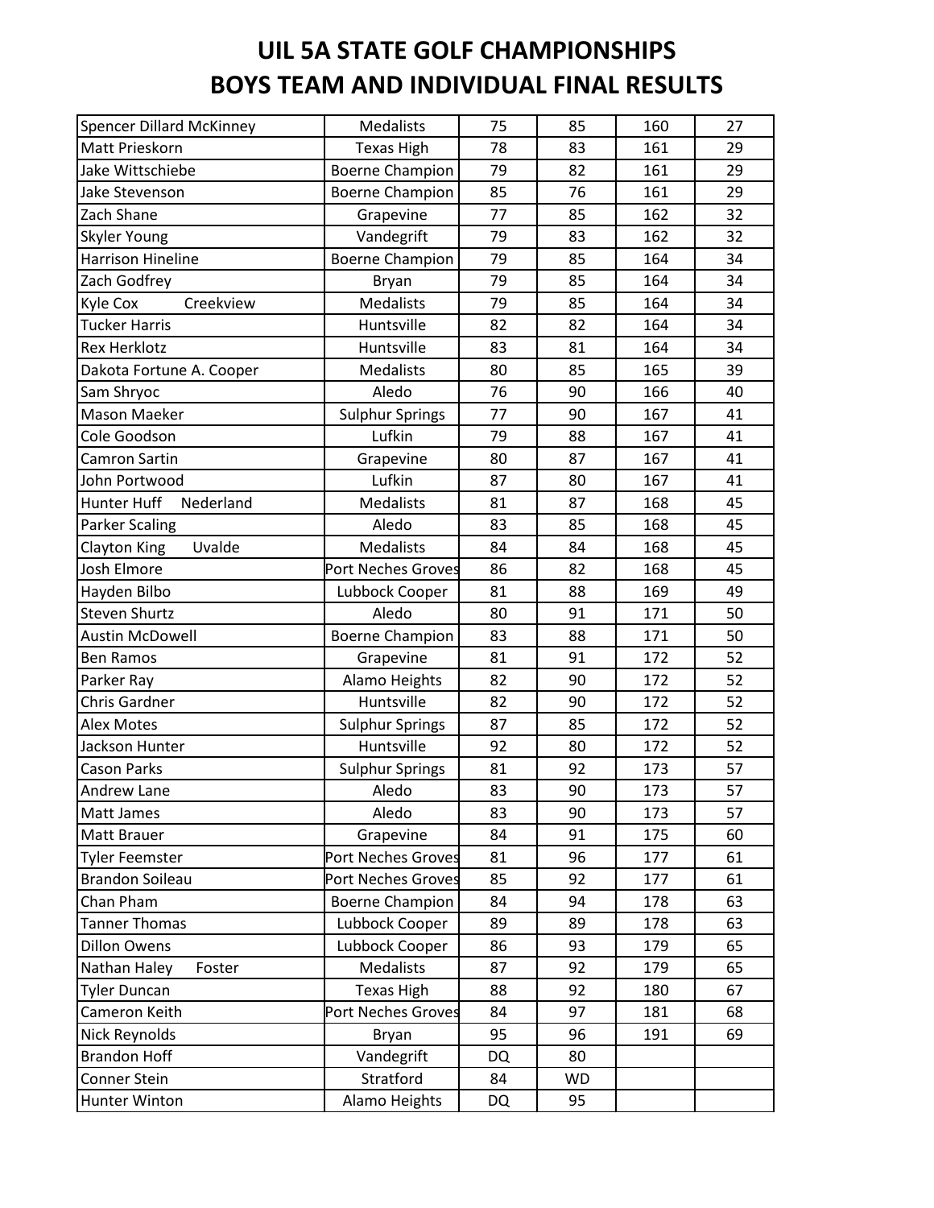# UIL 5A STATE GOLF CHAMPIONSHIPS
# BOYS TEAM AND INDIVIDUAL FINAL RESULTS

| | | | | | |
|---|---|---|---|---|---|
| Spencer Dillard McKinney | Medalists | 75 | 85 | 160 | 27 |
| Matt Prieskorn | Texas High | 78 | 83 | 161 | 29 |
| Jake Wittschiebe | Boerne Champion | 79 | 82 | 161 | 29 |
| Jake Stevenson | Boerne Champion | 85 | 76 | 161 | 29 |
| Zach Shane | Grapevine | 77 | 85 | 162 | 32 |
| Skyler Young | Vandegrift | 79 | 83 | 162 | 32 |
| Harrison Hineline | Boerne Champion | 79 | 85 | 164 | 34 |
| Zach Godfrey | Bryan | 79 | 85 | 164 | 34 |
| Kyle Cox Creekview | Medalists | 79 | 85 | 164 | 34 |
| Tucker Harris | Huntsville | 82 | 82 | 164 | 34 |
| Rex Herklotz | Huntsville | 83 | 81 | 164 | 34 |
| Dakota Fortune A. Cooper | Medalists | 80 | 85 | 165 | 39 |
| Sam Shryoc | Aledo | 76 | 90 | 166 | 40 |
| Mason Maeker | Sulphur Springs | 77 | 90 | 167 | 41 |
| Cole Goodson | Lufkin | 79 | 88 | 167 | 41 |
| Camron Sartin | Grapevine | 80 | 87 | 167 | 41 |
| John Portwood | Lufkin | 87 | 80 | 167 | 41 |
| Hunter Huff Nederland | Medalists | 81 | 87 | 168 | 45 |
| Parker Scaling | Aledo | 83 | 85 | 168 | 45 |
| Clayton King Uvalde | Medalists | 84 | 84 | 168 | 45 |
| Josh Elmore | Port Neches Groves | 86 | 82 | 168 | 45 |
| Hayden Bilbo | Lubbock Cooper | 81 | 88 | 169 | 49 |
| Steven Shurtz | Aledo | 80 | 91 | 171 | 50 |
| Austin McDowell | Boerne Champion | 83 | 88 | 171 | 50 |
| Ben Ramos | Grapevine | 81 | 91 | 172 | 52 |
| Parker Ray | Alamo Heights | 82 | 90 | 172 | 52 |
| Chris Gardner | Huntsville | 82 | 90 | 172 | 52 |
| Alex Motes | Sulphur Springs | 87 | 85 | 172 | 52 |
| Jackson Hunter | Huntsville | 92 | 80 | 172 | 52 |
| Cason Parks | Sulphur Springs | 81 | 92 | 173 | 57 |
| Andrew Lane | Aledo | 83 | 90 | 173 | 57 |
| Matt James | Aledo | 83 | 90 | 173 | 57 |
| Matt Brauer | Grapevine | 84 | 91 | 175 | 60 |
| Tyler Feemster | Port Neches Groves | 81 | 96 | 177 | 61 |
| Brandon Soileau | Port Neches Groves | 85 | 92 | 177 | 61 |
| Chan Pham | Boerne Champion | 84 | 94 | 178 | 63 |
| Tanner Thomas | Lubbock Cooper | 89 | 89 | 178 | 63 |
| Dillon Owens | Lubbock Cooper | 86 | 93 | 179 | 65 |
| Nathan Haley Foster | Medalists | 87 | 92 | 179 | 65 |
| Tyler Duncan | Texas High | 88 | 92 | 180 | 67 |
| Cameron Keith | Port Neches Groves | 84 | 97 | 181 | 68 |
| Nick Reynolds | Bryan | 95 | 96 | 191 | 69 |
| Brandon Hoff | Vandegrift | DQ | 80 | | |
| Conner Stein | Stratford | 84 | WD | | |
| Hunter Winton | Alamo Heights | DQ | 95 | | |